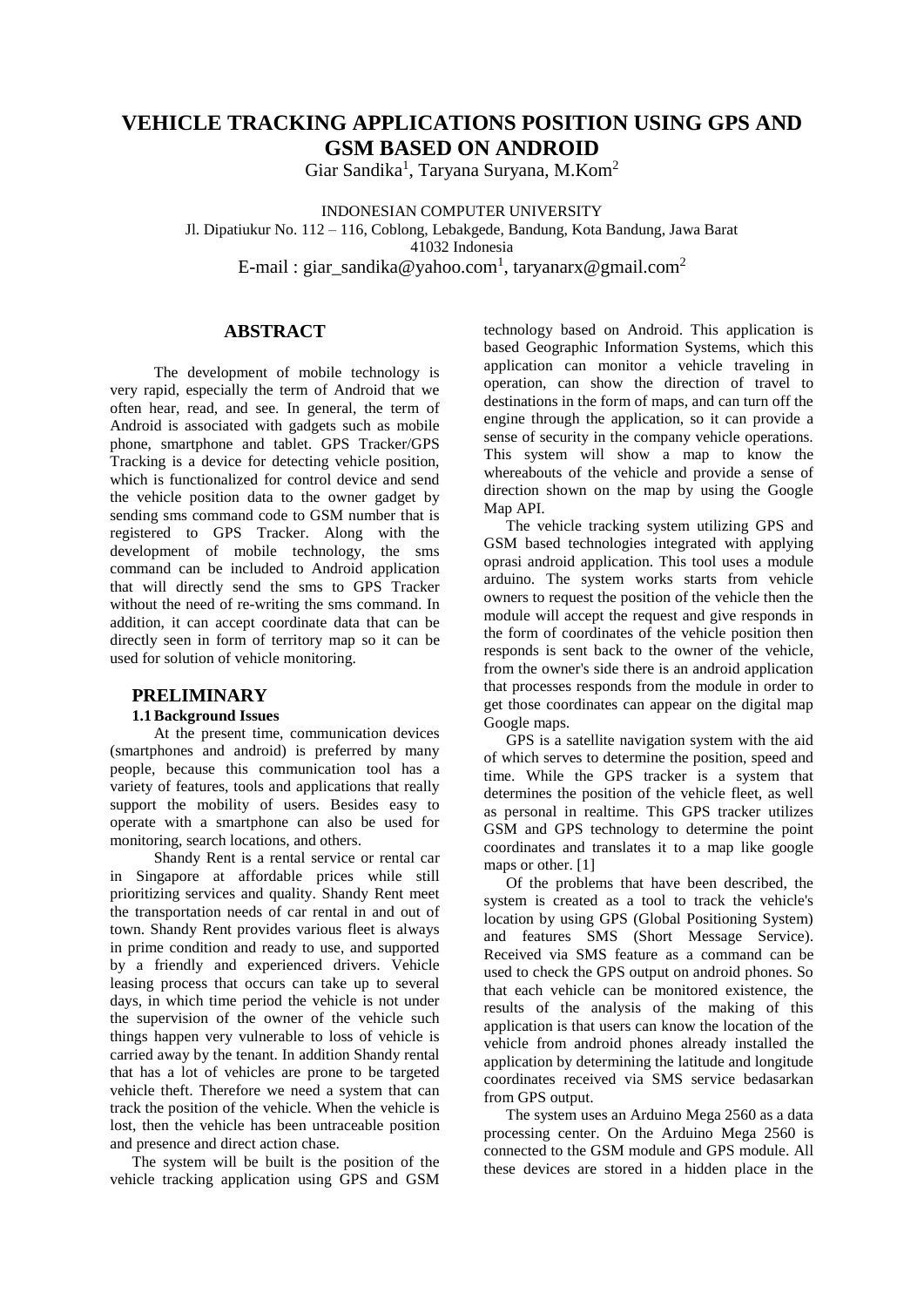# VEHICLE TRACKING APPLICATIONS POSITION USING GPS AND GSM BASED ON ANDROID

Giar Sandika[1], Taryana Suryana, M.Kom[2]

INDONESIAN COMPUTER UNIVERSITY
Jl. Dipatiukur No. 112 – 116, Coblong, Lebakgede, Bandung, Kota Bandung, Jawa Barat
41032 Indonesia
E-mail : giar_sandika@yahoo.com[1], taryanarx@gmail.com[2]

## ABSTRACT

The development of mobile technology is very rapid, especially the term of Android that we often hear, read, and see. In general, the term of Android is associated with gadgets such as mobile phone, smartphone and tablet. GPS Tracker/GPS Tracking is a device for detecting vehicle position, which is functionalized for control device and send the vehicle position data to the owner gadget by sending sms command code to GSM number that is registered to GPS Tracker. Along with the development of mobile technology, the sms command can be included to Android application that will directly send the sms to GPS Tracker without the need of re-writing the sms command. In addition, it can accept coordinate data that can be directly seen in form of territory map so it can be used for solution of vehicle monitoring.

## PRELIMINARY

### 1.1 Background Issues

At the present time, communication devices (smartphones and android) is preferred by many people, because this communication tool has a variety of features, tools and applications that really support the mobility of users. Besides easy to operate with a smartphone can also be used for monitoring, search locations, and others.

Shandy Rent is a rental service or rental car in Singapore at affordable prices while still prioritizing services and quality. Shandy Rent meet the transportation needs of car rental in and out of town. Shandy Rent provides various fleet is always in prime condition and ready to use, and supported by a friendly and experienced drivers. Vehicle leasing process that occurs can take up to several days, in which time period the vehicle is not under the supervision of the owner of the vehicle such things happen very vulnerable to loss of vehicle is carried away by the tenant. In addition Shandy rental that has a lot of vehicles are prone to be targeted vehicle theft. Therefore we need a system that can track the position of the vehicle. When the vehicle is lost, then the vehicle has been untraceable position and presence and direct action chase.

The system will be built is the position of the vehicle tracking application using GPS and GSM technology based on Android. This application is based Geographic Information Systems, which this application can monitor a vehicle traveling in operation, can show the direction of travel to destinations in the form of maps, and can turn off the engine through the application, so it can provide a sense of security in the company vehicle operations. This system will show a map to know the whereabouts of the vehicle and provide a sense of direction shown on the map by using the Google Map API.

The vehicle tracking system utilizing GPS and GSM based technologies integrated with applying oprasi android application. This tool uses a module arduino. The system works starts from vehicle owners to request the position of the vehicle then the module will accept the request and give responds in the form of coordinates of the vehicle position then responds is sent back to the owner of the vehicle, from the owner's side there is an android application that processes responds from the module in order to get those coordinates can appear on the digital map Google maps.

GPS is a satellite navigation system with the aid of which serves to determine the position, speed and time. While the GPS tracker is a system that determines the position of the vehicle fleet, as well as personal in realtime. This GPS tracker utilizes GSM and GPS technology to determine the point coordinates and translates it to a map like google maps or other. [1]

Of the problems that have been described, the system is created as a tool to track the vehicle's location by using GPS (Global Positioning System) and features SMS (Short Message Service). Received via SMS feature as a command can be used to check the GPS output on android phones. So that each vehicle can be monitored existence, the results of the analysis of the making of this application is that users can know the location of the vehicle from android phones already installed the application by determining the latitude and longitude coordinates received via SMS service bedasarkan from GPS output.

The system uses an Arduino Mega 2560 as a data processing center. On the Arduino Mega 2560 is connected to the GSM module and GPS module. All these devices are stored in a hidden place in the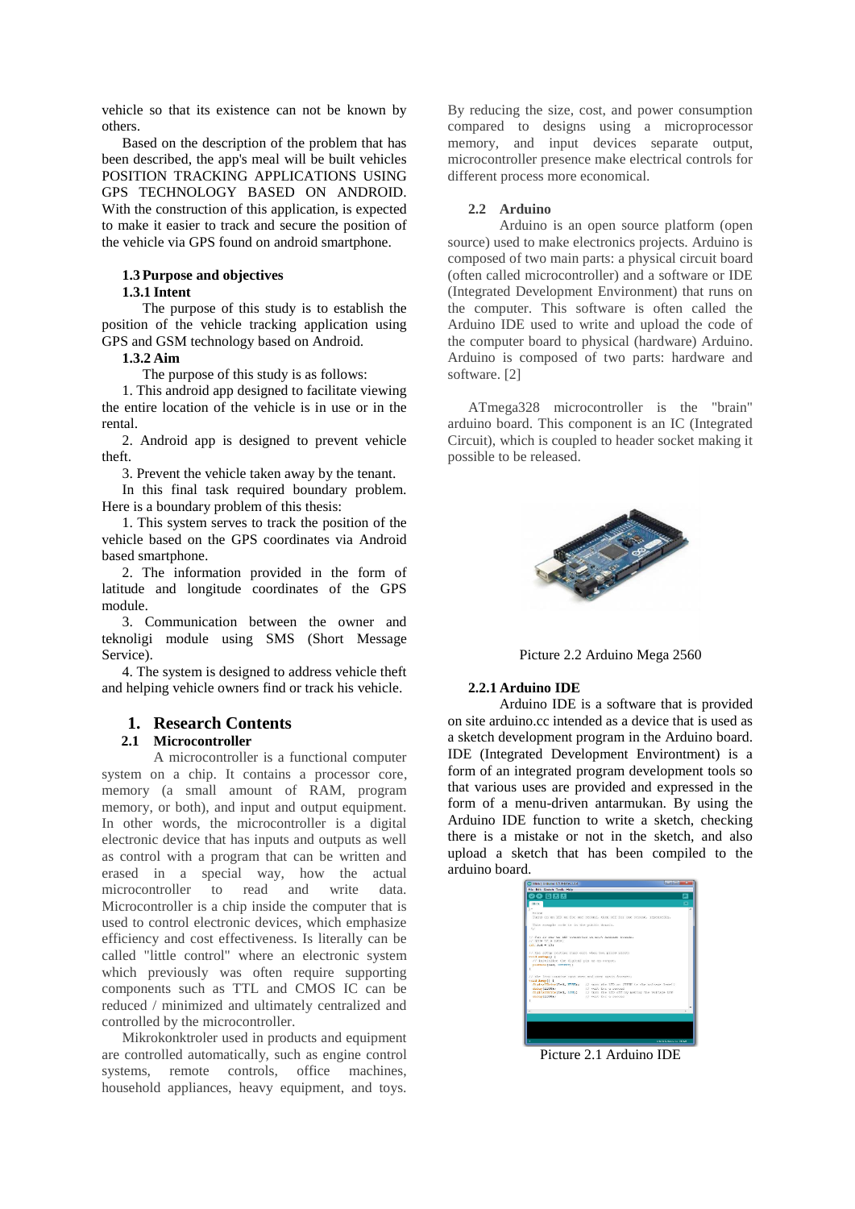vehicle so that its existence can not be known by others.

Based on the description of the problem that has been described, the app's meal will be built vehicles POSITION TRACKING APPLICATIONS USING GPS TECHNOLOGY BASED ON ANDROID. With the construction of this application, is expected to make it easier to track and secure the position of the vehicle via GPS found on android smartphone.

### 1.3 Purpose and objectives

#### 1.3.1 Intent

The purpose of this study is to establish the position of the vehicle tracking application using GPS and GSM technology based on Android.

#### 1.3.2 Aim

The purpose of this study is as follows:

1. This android app designed to facilitate viewing the entire location of the vehicle is in use or in the rental.

2. Android app is designed to prevent vehicle theft.

3. Prevent the vehicle taken away by the tenant.

In this final task required boundary problem. Here is a boundary problem of this thesis:

1. This system serves to track the position of the vehicle based on the GPS coordinates via Android based smartphone.

2. The information provided in the form of latitude and longitude coordinates of the GPS module.

3. Communication between the owner and teknoligi module using SMS (Short Message Service).

4. The system is designed to address vehicle theft and helping vehicle owners find or track his vehicle.

## 1. Research Contents

### 2.1 Microcontroller

A microcontroller is a functional computer system on a chip. It contains a processor core, memory (a small amount of RAM, program memory, or both), and input and output equipment. In other words, the microcontroller is a digital electronic device that has inputs and outputs as well as control with a program that can be written and erased in a special way, how the actual microcontroller to read and write data. Microcontroller is a chip inside the computer that is used to control electronic devices, which emphasize efficiency and cost effectiveness. Is literally can be called "little control" where an electronic system which previously was often require supporting components such as TTL and CMOS IC can be reduced / minimized and ultimately centralized and controlled by the microcontroller.

Mikrokonktroler used in products and equipment are controlled automatically, such as engine control systems, remote controls, office machines, household appliances, heavy equipment, and toys. By reducing the size, cost, and power consumption compared to designs using a microprocessor memory, and input devices separate output, microcontroller presence make electrical controls for different process more economical.

### 2.2 Arduino

Arduino is an open source platform (open source) used to make electronics projects. Arduino is composed of two main parts: a physical circuit board (often called microcontroller) and a software or IDE (Integrated Development Environment) that runs on the computer. This software is often called the Arduino IDE used to write and upload the code of the computer board to physical (hardware) Arduino. Arduino is composed of two parts: hardware and software. [2]

ATmega328 microcontroller is the "brain" arduino board. This component is an IC (Integrated Circuit), which is coupled to header socket making it possible to be released.

Picture 2.2 Arduino Mega 2560

#### 2.2.1 Arduino IDE

Arduino IDE is a software that is provided on site arduino.cc intended as a device that is used as a sketch development program in the Arduino board. IDE (Integrated Development Environtment) is a form of an integrated program development tools so that various uses are provided and expressed in the form of a menu-driven antarmukan. By using the Arduino IDE function to write a sketch, checking there is a mistake or not in the sketch, and also upload a sketch that has been compiled to the arduino board.

Picture 2.1 Arduino IDE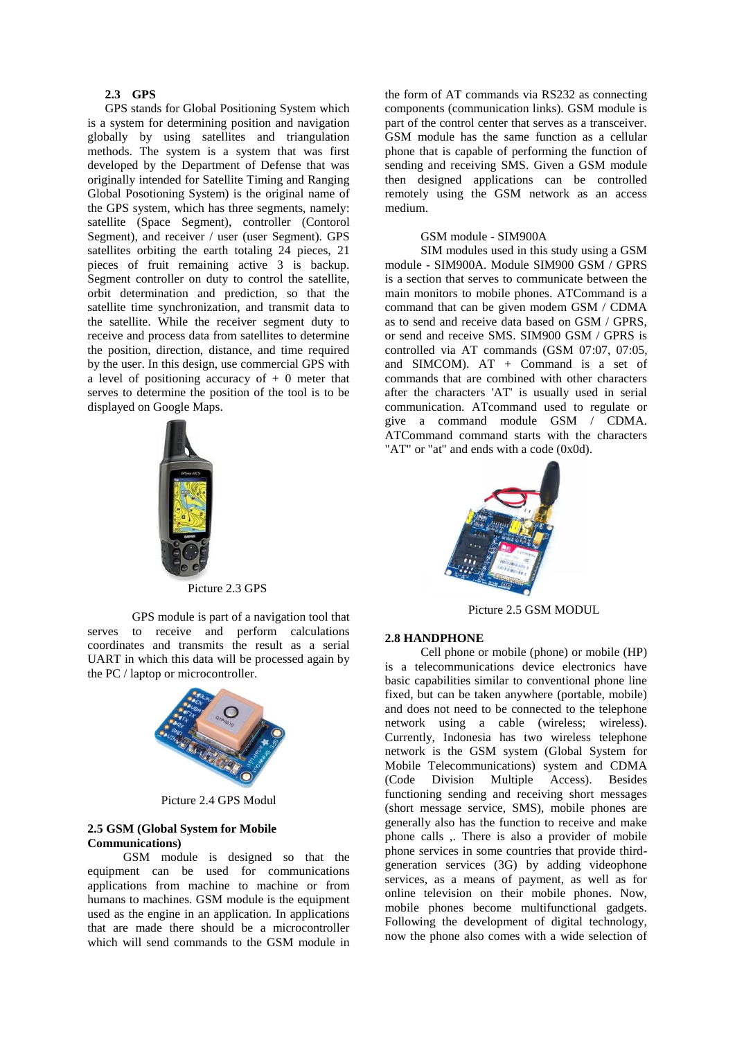### 2.3 GPS

GPS stands for Global Positioning System which is a system for determining position and navigation globally by using satellites and triangulation methods. The system is a system that was first developed by the Department of Defense that was originally intended for Satellite Timing and Ranging Global Posotioning System) is the original name of the GPS system, which has three segments, namely: satellite (Space Segment), controller (Contorol Segment), and receiver / user (user Segment). GPS satellites orbiting the earth totaling 24 pieces, 21 pieces of fruit remaining active 3 is backup. Segment controller on duty to control the satellite, orbit determination and prediction, so that the satellite time synchronization, and transmit data to the satellite. While the receiver segment duty to receive and process data from satellites to determine the position, direction, distance, and time required by the user. In this design, use commercial GPS with a level of positioning accuracy of + 0 meter that serves to determine the position of the tool is to be displayed on Google Maps.

Picture 2.3 GPS

GPS module is part of a navigation tool that serves to receive and perform calculations coordinates and transmits the result as a serial UART in which this data will be processed again by the PC / laptop or microcontroller.

Picture 2.4 GPS Modul

### 2.5 GSM (Global System for Mobile Communications)

GSM module is designed so that the equipment can be used for communications applications from machine to machine or from humans to machines. GSM module is the equipment used as the engine in an application. In applications that are made there should be a microcontroller which will send commands to the GSM module in the form of AT commands via RS232 as connecting components (communication links). GSM module is part of the control center that serves as a transceiver. GSM module has the same function as a cellular phone that is capable of performing the function of sending and receiving SMS. Given a GSM module then designed applications can be controlled remotely using the GSM network as an access medium.

GSM module - SIM900A

SIM modules used in this study using a GSM module - SIM900A. Module SIM900 GSM / GPRS is a section that serves to communicate between the main monitors to mobile phones. ATCommand is a command that can be given modem GSM / CDMA as to send and receive data based on GSM / GPRS, or send and receive SMS. SIM900 GSM / GPRS is controlled via AT commands (GSM 07:07, 07:05, and SIMCOM). AT + Command is a set of commands that are combined with other characters after the characters 'AT' is usually used in serial communication. ATcommand used to regulate or give a command module GSM / CDMA. ATCommand command starts with the characters "AT" or "at" and ends with a code (0x0d).

Picture 2.5 GSM MODUL

### 2.8 HANDPHONE

Cell phone or mobile (phone) or mobile (HP) is a telecommunications device electronics have basic capabilities similar to conventional phone line fixed, but can be taken anywhere (portable, mobile) and does not need to be connected to the telephone network using a cable (wireless; wireless). Currently, Indonesia has two wireless telephone network is the GSM system (Global System for Mobile Telecommunications) system and CDMA (Code Division Multiple Access). Besides functioning sending and receiving short messages (short message service, SMS), mobile phones are generally also has the function to receive and make phone calls ,. There is also a provider of mobile phone services in some countries that provide third-generation services (3G) by adding videophone services, as a means of payment, as well as for online television on their mobile phones. Now, mobile phones become multifunctional gadgets. Following the development of digital technology, now the phone also comes with a wide selection of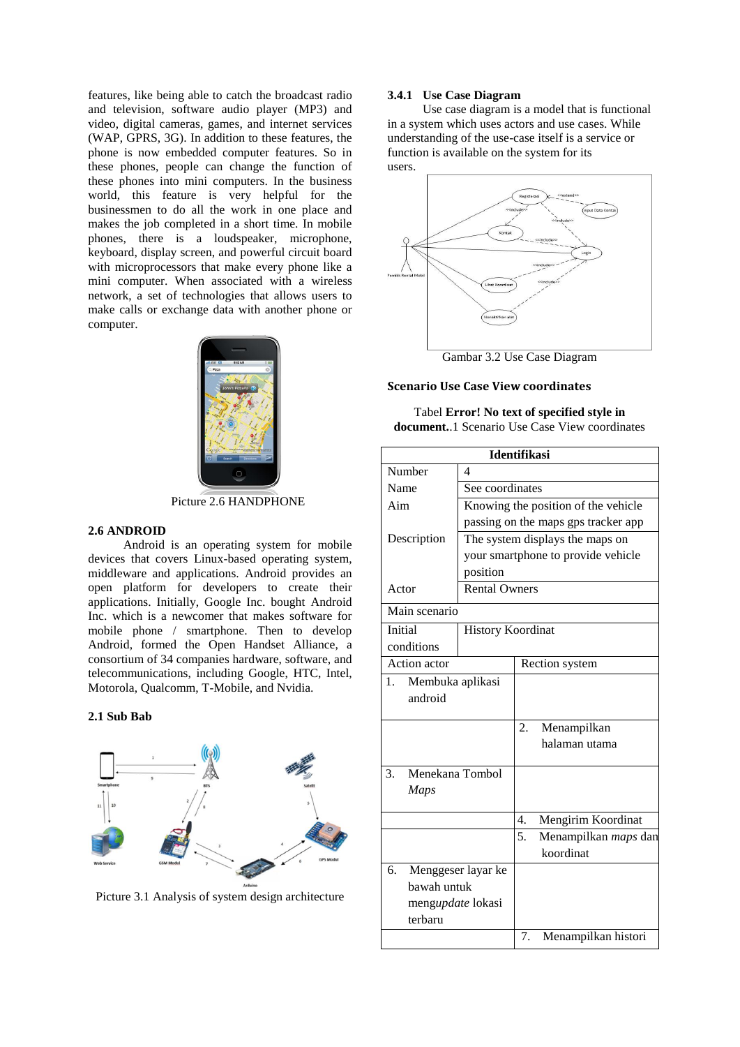features, like being able to catch the broadcast radio and television, software audio player (MP3) and video, digital cameras, games, and internet services (WAP, GPRS, 3G). In addition to these features, the phone is now embedded computer features. So in these phones, people can change the function of these phones into mini computers. In the business world, this feature is very helpful for the businessmen to do all the work in one place and makes the job completed in a short time. In mobile phones, there is a loudspeaker, microphone, keyboard, display screen, and powerful circuit board with microprocessors that make every phone like a mini computer. When associated with a wireless network, a set of technologies that allows users to make calls or exchange data with another phone or computer.

Picture 2.6 HANDPHONE

### 2.6 ANDROID

Android is an operating system for mobile devices that covers Linux-based operating system, middleware and applications. Android provides an open platform for developers to create their applications. Initially, Google Inc. bought Android Inc. which is a newcomer that makes software for mobile phone / smartphone. Then to develop Android, formed the Open Handset Alliance, a consortium of 34 companies hardware, software, and telecommunications, including Google, HTC, Intel, Motorola, Qualcomm, T-Mobile, and Nvidia.

### 2.1 Sub Bab

Picture 3.1 Analysis of system design architecture

### 3.4.1 Use Case Diagram

Use case diagram is a model that is functional in a system which uses actors and use cases. While understanding of the use-case itself is a service or function is available on the system for its users.

Gambar 3.2 Use Case Diagram

### Scenario Use Case View coordinates

Tabel **Error! No text of specified style in document.**.1 Scenario Use Case View coordinates

| Identifikasi | | |
|---|---|---|
| Number | 4 | |
| Name | See coordinates | |
| Aim | Knowing the position of the vehicle passing on the maps gps tracker app | |
| Description | The system displays the maps on your smartphone to provide vehicle position | |
| Actor | Rental Owners | |
| Main scenario | | |
| Initial conditions | History Koordinat | |
| Action actor | | Rection system |
| 1. Membuka aplikasi android | | |
| | | 2. Menampilkan halaman utama |
| 3. Menekana Tombol *Maps* | | |
| | | 4. Mengirim Koordinat |
| | | 5. Menampilkan *maps* dan koordinat |
| 6. Menggeser layar ke bawah untuk meng*update* lokasi terbaru | | |
| | | 7. Menampilkan histori |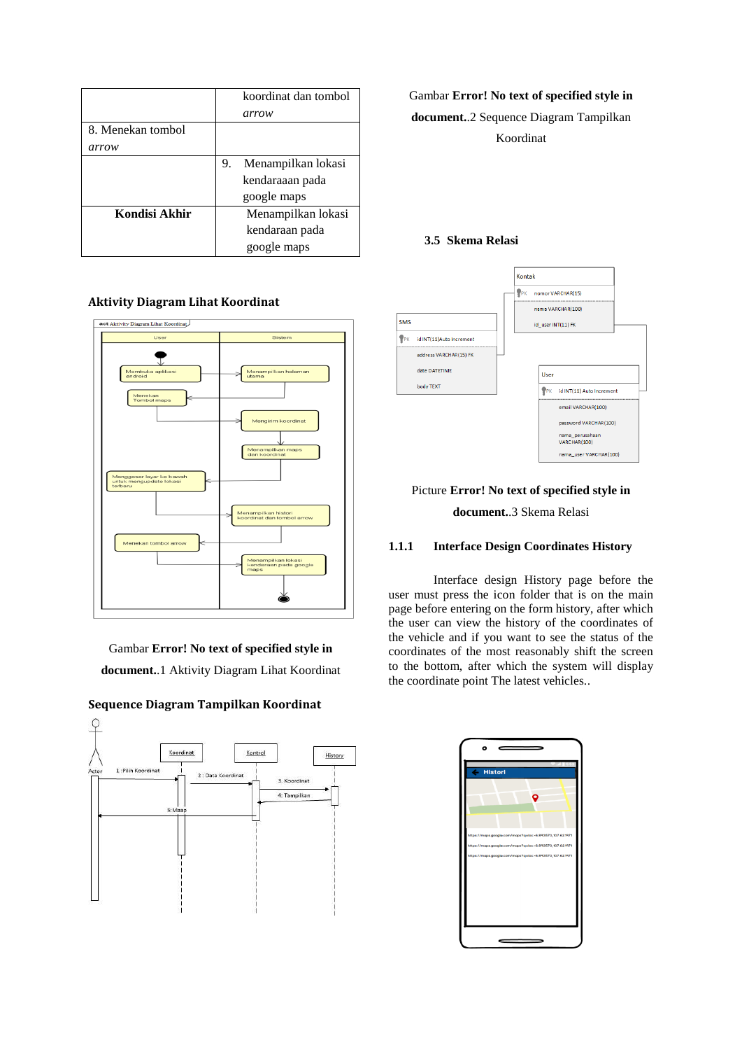|  | koordinat dan tombol *arrow* |
|---|---|
| 8. Menekan tombol *arrow* |  |
|  | 9. Menampilkan lokasi kendaraaan pada google maps |
| **Kondisi Akhir** | Menampilkan lokasi kendaraan pada google maps |

**Aktivity Diagram Lihat Koordinat**

Gambar **Error! No text of specified style in document.**.1 Aktivity Diagram Lihat Koordinat

**Sequence Diagram Tampilkan Koordinat**

Gambar **Error! No text of specified style in document.**.2 Sequence Diagram Tampilkan Koordinat

### 3.5 Skema Relasi

Picture **Error! No text of specified style in document.**.3 Skema Relasi

### 1.1.1 Interface Design Coordinates History

Interface design History page before the user must press the icon folder that is on the main page before entering on the form history, after which the user can view the history of the coordinates of the vehicle and if you want to see the status of the coordinates of the most reasonably shift the screen to the bottom, after which the system will display the coordinate point The latest vehicles..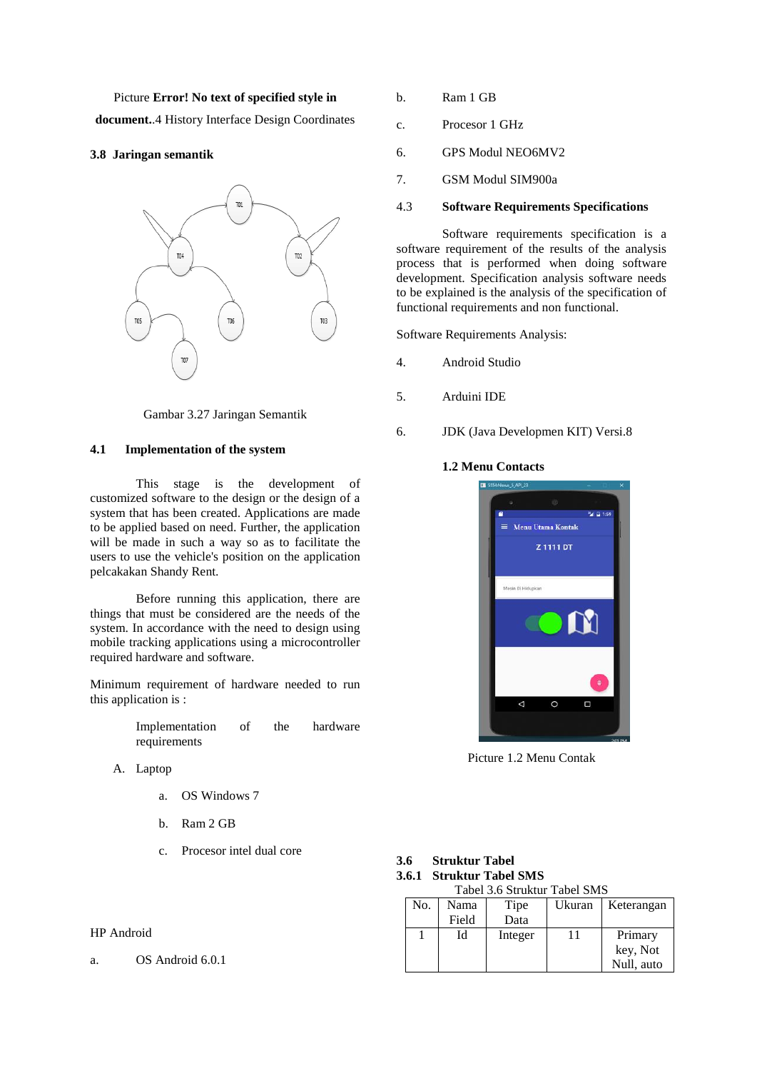Picture **Error! No text of specified style in document.**.4 History Interface Design Coordinates

### 3.8 Jaringan semantik

Gambar 3.27 Jaringan Semantik

### 4.1 Implementation of the system

This stage is the development of customized software to the design or the design of a system that has been created. Applications are made to be applied based on need. Further, the application will be made in such a way so as to facilitate the users to use the vehicle's position on the application pelcakakan Shandy Rent.

Before running this application, there are things that must be considered are the needs of the system. In accordance with the need to design using mobile tracking applications using a microcontroller required hardware and software.

Minimum requirement of hardware needed to run this application is :

Implementation of the hardware requirements

A. Laptop

a. OS Windows 7

b. Ram 2 GB

c. Procesor intel dual core

HP Android

a. OS Android 6.0.1

b. Ram 1 GB

c. Procesor 1 GHz

6. GPS Modul NEO6MV2

7. GSM Modul SIM900a

### 4.3 Software Requirements Specifications

Software requirements specification is a software requirement of the results of the analysis process that is performed when doing software development. Specification analysis software needs to be explained is the analysis of the specification of functional requirements and non functional.

Software Requirements Analysis:

4. Android Studio

5. Arduini IDE

6. JDK (Java Developmen KIT) Versi.8

**1.2 Menu Contacts**

Picture 1.2 Menu Contak

### 3.6 Struktur Tabel

### 3.6.1 Struktur Tabel SMS

Tabel 3.6 Struktur Tabel SMS

| No. | Nama Field | Tipe Data | Ukuran | Keterangan |
|---|---|---|---|---|
| 1 | Id | Integer | 11 | Primary key, Not Null, auto |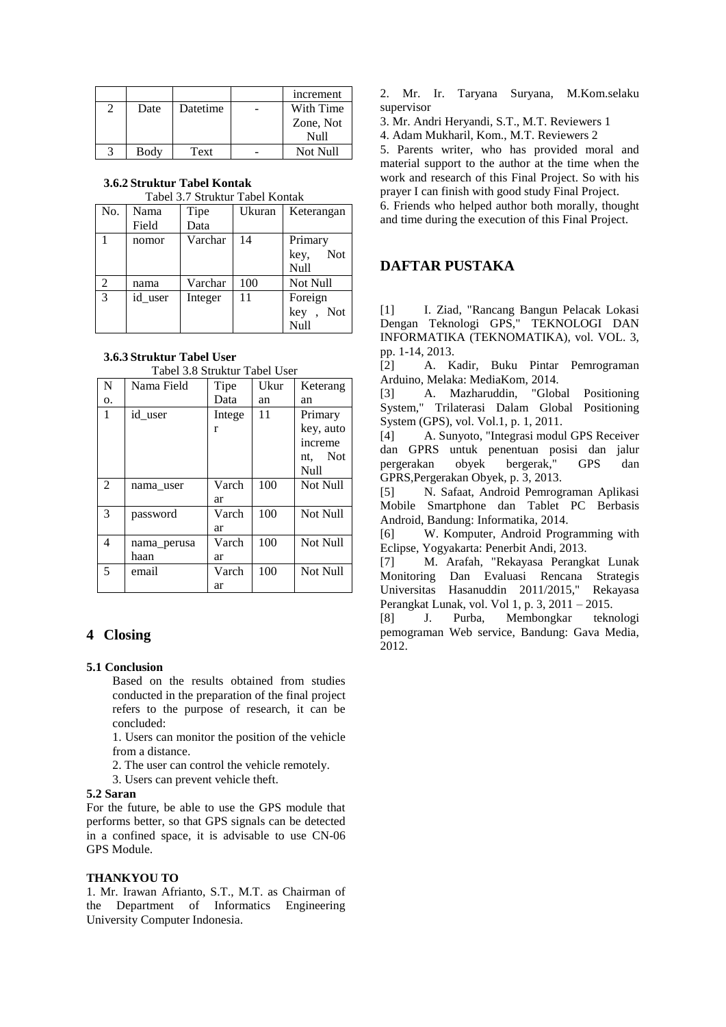|  |  |  |  | increment |
|---|---|---|---|---|
| 2 | Date | Datetime | - | With Time Zone, Not Null |
| 3 | Body | Text | - | Not Null |

### 3.6.2 Struktur Tabel Kontak

Tabel 3.7 Struktur Tabel Kontak

| No. | Nama Field | Tipe Data | Ukuran | Keterangan |
|---|---|---|---|---|
| 1 | nomor | Varchar | 14 | Primary key, Not Null |
| 2 | nama | Varchar | 100 | Not Null |
| 3 | id_user | Integer | 11 | Foreign key , Not Null |

### 3.6.3 Struktur Tabel User

Tabel 3.8 Struktur Tabel User

| No. | Nama Field | Tipe Data | Ukuran | Keterangan |
|---|---|---|---|---|
| 1 | id_user | Integer | 11 | Primary key, auto increment, Not Null |
| 2 | nama_user | Varchar | 100 | Not Null |
| 3 | password | Varchar | 100 | Not Null |
| 4 | nama_perusahaan | Varchar | 100 | Not Null |
| 5 | email | Varchar | 100 | Not Null |

## 4 Closing

### 5.1 Conclusion

Based on the results obtained from studies conducted in the preparation of the final project refers to the purpose of research, it can be concluded:

1. Users can monitor the position of the vehicle from a distance.
2. The user can control the vehicle remotely.
3. Users can prevent vehicle theft.

### 5.2 Saran

For the future, be able to use the GPS module that performs better, so that GPS signals can be detected in a confined space, it is advisable to use CN-06 GPS Module.

### THANKYOU TO

1. Mr. Irawan Afrianto, S.T., M.T. as Chairman of the Department of Informatics Engineering University Computer Indonesia.
2. Mr. Ir. Taryana Suryana, M.Kom.selaku supervisor
3. Mr. Andri Heryandi, S.T., M.T. Reviewers 1
4. Adam Mukharil, Kom., M.T. Reviewers 2
5. Parents writer, who has provided moral and material support to the author at the time when the work and research of this Final Project. So with his prayer I can finish with good study Final Project.
6. Friends who helped author both morally, thought and time during the execution of this Final Project.

## DAFTAR PUSTAKA

[1] I. Ziad, "Rancang Bangun Pelacak Lokasi Dengan Teknologi GPS," TEKNOLOGI DAN INFORMATIKA (TEKNOMATIKA), vol. VOL. 3, pp. 1-14, 2013.

[2] A. Kadir, Buku Pintar Pemrograman Arduino, Melaka: MediaKom, 2014.

[3] A. Mazharuddin, "Global Positioning System," Trilaterasi Dalam Global Positioning System (GPS), vol. Vol.1, p. 1, 2011.

[4] A. Sunyoto, "Integrasi modul GPS Receiver dan GPRS untuk penentuan posisi dan jalur pergerakan obyek bergerak," GPS dan GPRS,Pergerakan Obyek, p. 3, 2013.

[5] N. Safaat, Android Pemrograman Aplikasi Mobile Smartphone dan Tablet PC Berbasis Android, Bandung: Informatika, 2014.

[6] W. Komputer, Android Programming with Eclipse, Yogyakarta: Penerbit Andi, 2013.

[7] M. Arafah, "Rekayasa Perangkat Lunak Monitoring Dan Evaluasi Rencana Strategis Universitas Hasanuddin 2011/2015," Rekayasa Perangkat Lunak, vol. Vol 1, p. 3, 2011 – 2015.

[8] J. Purba, Membongkar teknologi pemograman Web service, Bandung: Gava Media, 2012.